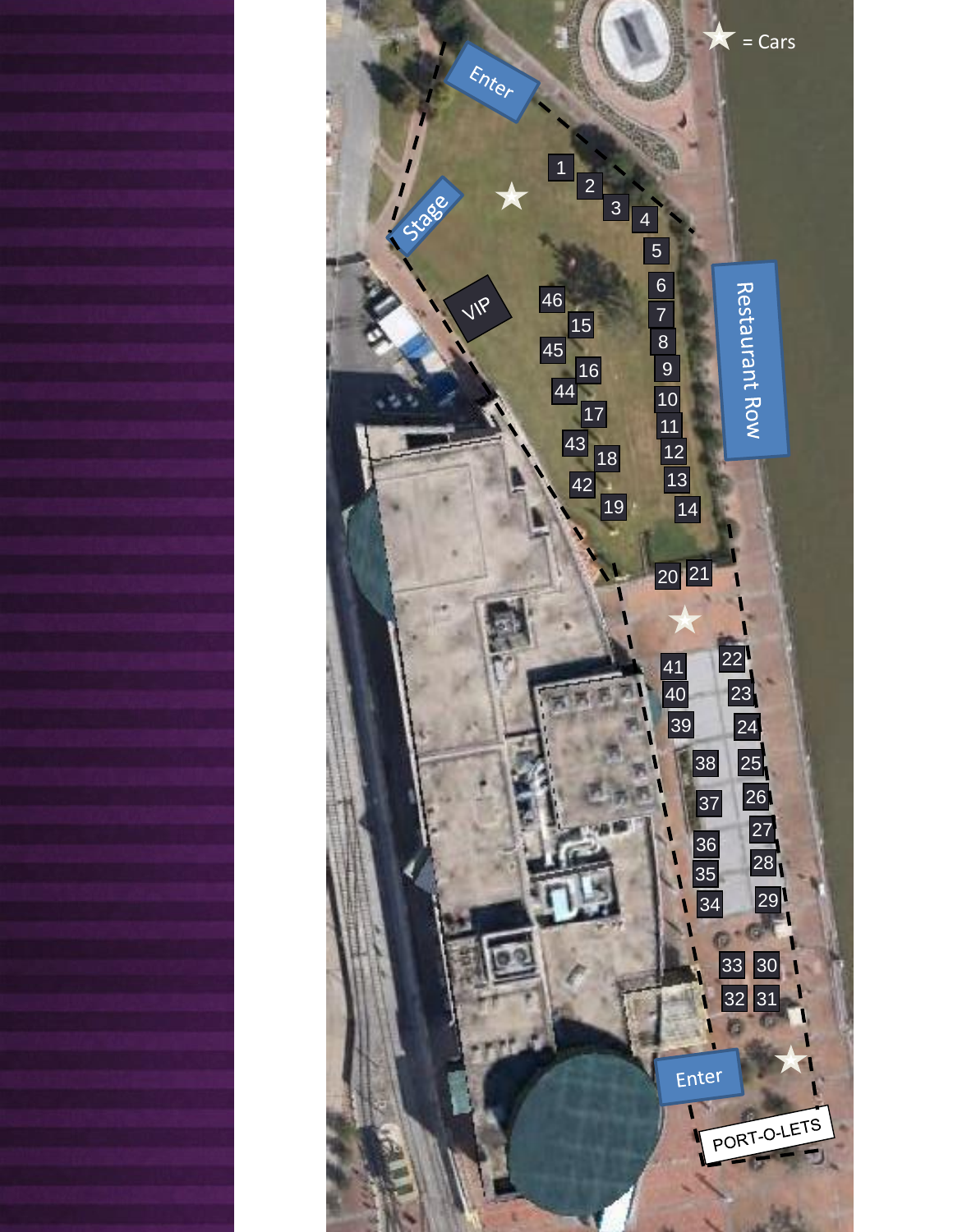★ = Cars

Enter

Stage

VIP

Restaurant Row

1 2 3 4 5 6 7 8 9 10 11 12 13 14

46 15 45 16 44 17 43 18 42 19

20 21

★

41 22
40 23
39 24
38 25
37 26
36 27
35 28
34 29

33 30
32 31

Enter

★

PORT-O-LETS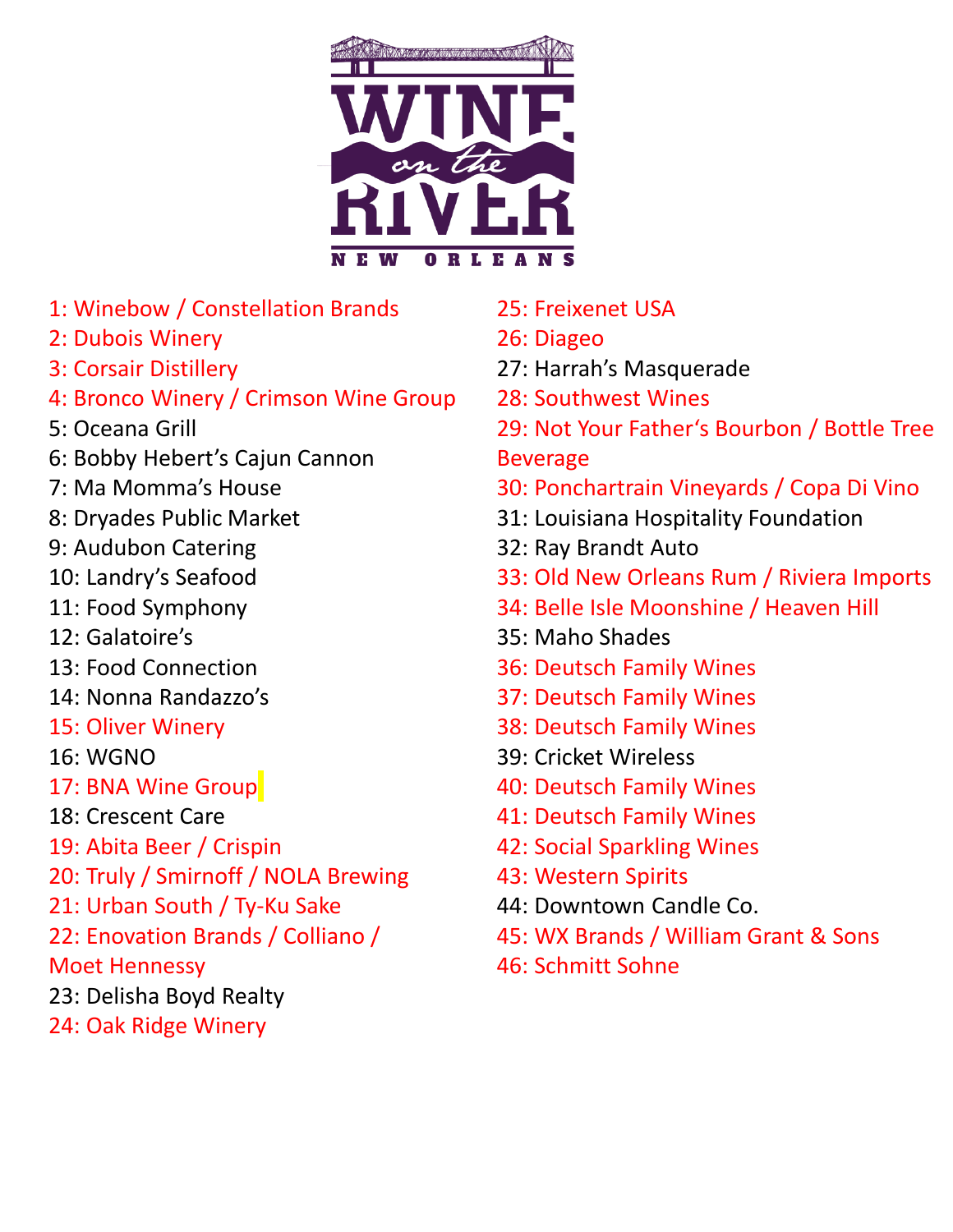# WINE on the RIVER NEW ORLEANS

1: Winebow / Constellation Brands
2: Dubois Winery
3: Corsair Distillery
4: Bronco Winery / Crimson Wine Group
5: Oceana Grill
6: Bobby Hebert's Cajun Cannon
7: Ma Momma's House
8: Dryades Public Market
9: Audubon Catering
10: Landry's Seafood
11: Food Symphony
12: Galatoire's
13: Food Connection
14: Nonna Randazzo's
15: Oliver Winery
16: WGNO
17: BNA Wine Group
18: Crescent Care
19: Abita Beer / Crispin
20: Truly / Smirnoff / NOLA Brewing
21: Urban South / Ty-Ku Sake
22: Enovation Brands / Colliano / Moet Hennessy
23: Delisha Boyd Realty
24: Oak Ridge Winery
25: Freixenet USA
26: Diageo
27: Harrah's Masquerade
28: Southwest Wines
29: Not Your Father's Bourbon / Bottle Tree Beverage
30: Ponchartrain Vineyards / Copa Di Vino
31: Louisiana Hospitality Foundation
32: Ray Brandt Auto
33: Old New Orleans Rum / Riviera Imports
34: Belle Isle Moonshine / Heaven Hill
35: Maho Shades
36: Deutsch Family Wines
37: Deutsch Family Wines
38: Deutsch Family Wines
39: Cricket Wireless
40: Deutsch Family Wines
41: Deutsch Family Wines
42: Social Sparkling Wines
43: Western Spirits
44: Downtown Candle Co.
45: WX Brands / William Grant & Sons
46: Schmitt Sohne